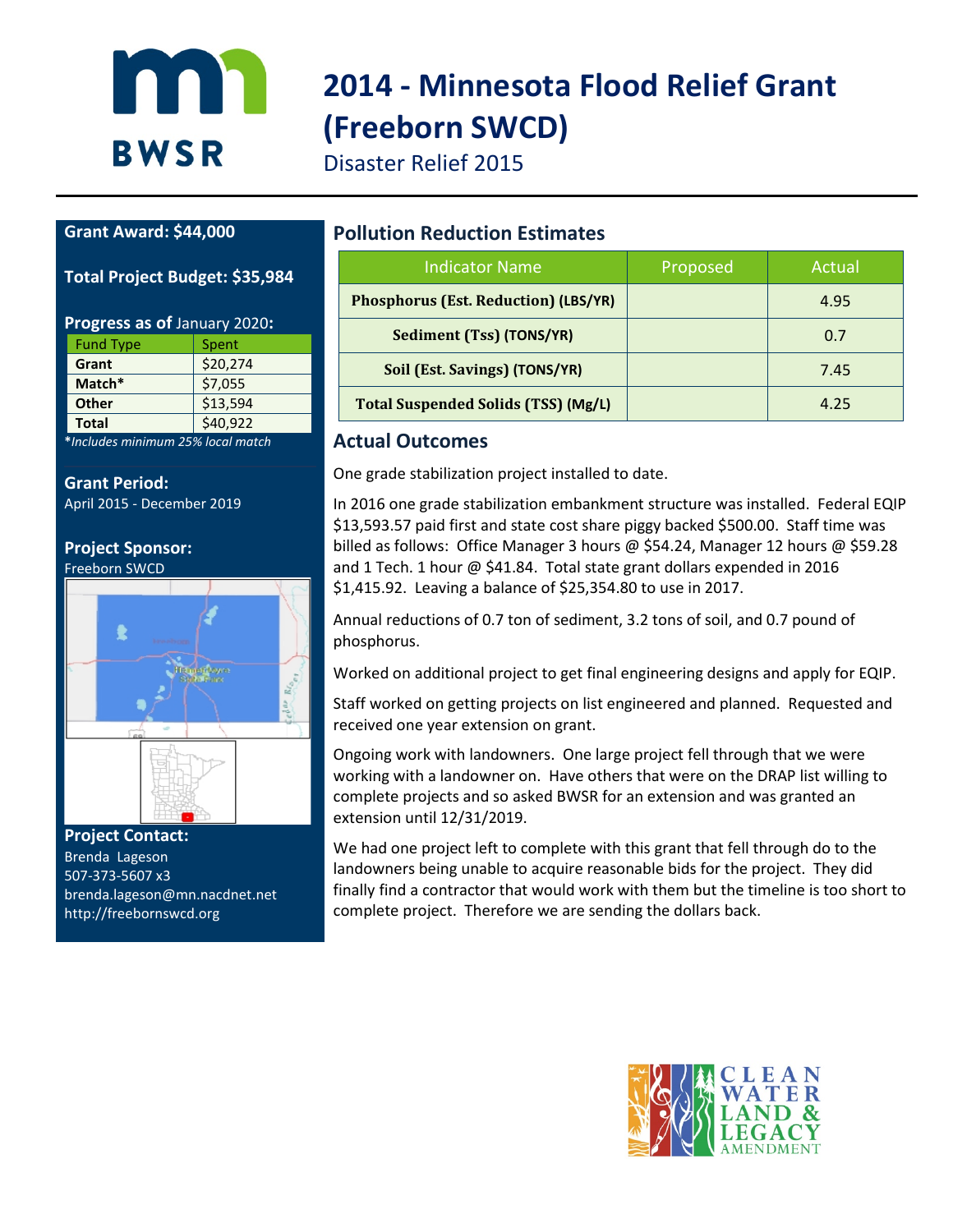# 2014 - Minnesota Flood Relief Grant (Freeborn SWCD)

Disaster Relief 2015

**Grant Award: $44,000**

**Total Project Budget: $35,984**

**Progress as of** January 2020**:**

| Fund Type | Spent |
|---|---|
| **Grant** | $20,274 |
| **Match*** | $7,055 |
| **Other** | $13,594 |
| **Total** | $40,922 |

**\****Includes minimum 25% local match*

**Grant Period:**
April 2015 - December 2019

**Project Sponsor:**
Freeborn SWCD

**Project Contact:**
Brenda Lageson
507-373-5607 x3
brenda.lageson@mn.nacdnet.net
http://freebornswcd.org

## Pollution Reduction Estimates

| Indicator Name | Proposed | Actual |
|---|---|---|
| **Phosphorus (Est. Reduction) (LBS/YR)** | | 4.95 |
| **Sediment (Tss) (TONS/YR)** | | 0.7 |
| **Soil (Est. Savings) (TONS/YR)** | | 7.45 |
| **Total Suspended Solids (TSS) (Mg/L)** | | 4.25 |

## Actual Outcomes

One grade stabilization project installed to date.

In 2016 one grade stabilization embankment structure was installed. Federal EQIP $13,593.57 paid first and state cost share piggy backed $500.00. Staff time was billed as follows: Office Manager 3 hours @ $54.24, Manager 12 hours @ $59.28 and 1 Tech. 1 hour @ $41.84. Total state grant dollars expended in 2016 $1,415.92. Leaving a balance of $25,354.80 to use in 2017.

Annual reductions of 0.7 ton of sediment, 3.2 tons of soil, and 0.7 pound of phosphorus.

Worked on additional project to get final engineering designs and apply for EQIP.

Staff worked on getting projects on list engineered and planned. Requested and received one year extension on grant.

Ongoing work with landowners. One large project fell through that we were working with a landowner on. Have others that were on the DRAP list willing to complete projects and so asked BWSR for an extension and was granted an extension until 12/31/2019.

We had one project left to complete with this grant that fell through do to the landowners being unable to acquire reasonable bids for the project. They did finally find a contractor that would work with them but the timeline is too short to complete project. Therefore we are sending the dollars back.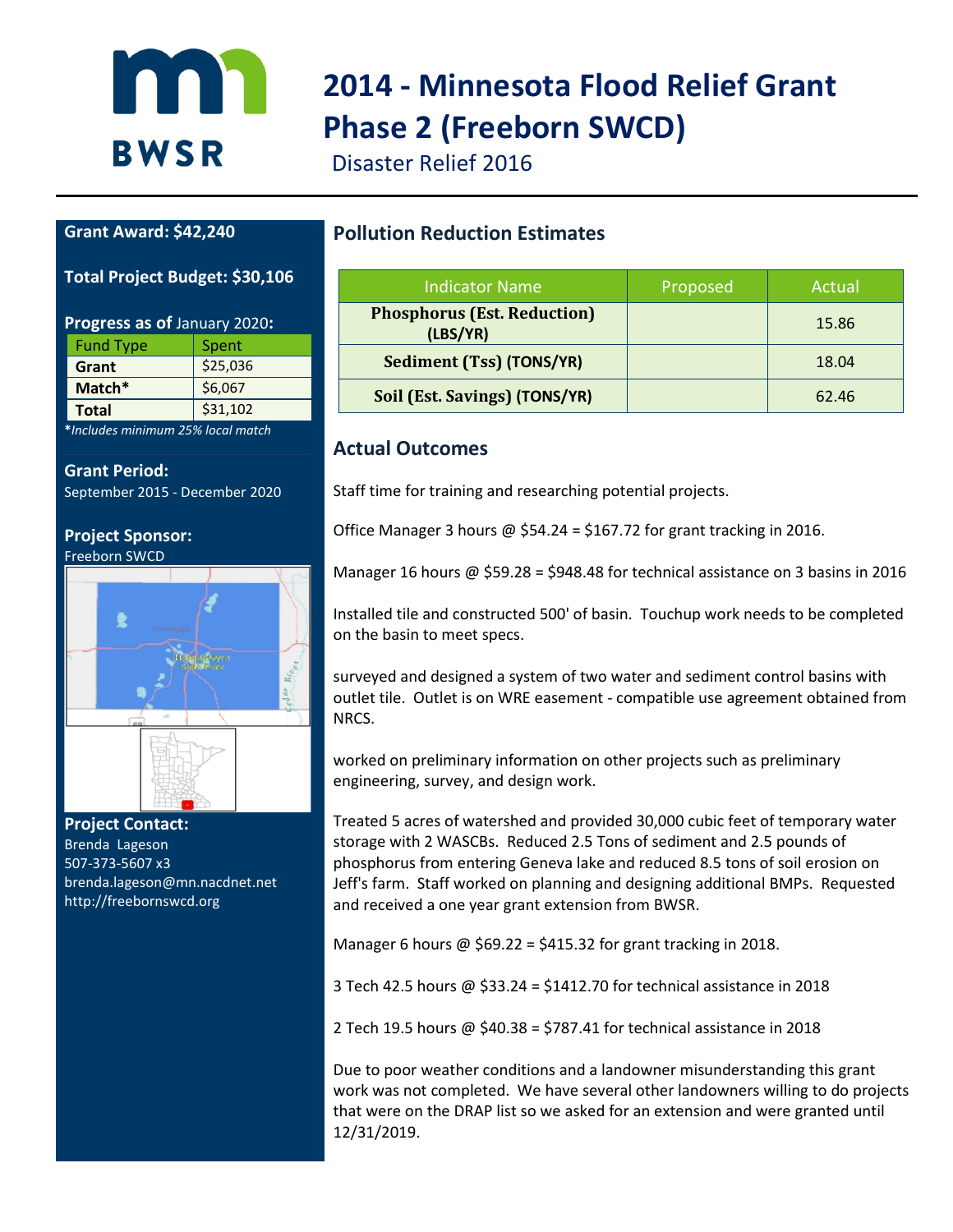# 2014 - Minnesota Flood Relief Grant Phase 2 (Freeborn SWCD)

Disaster Relief 2016

**Grant Award: $42,240**

**Total Project Budget: $30,106**

**Progress as of** January 2020**:**

| Fund Type | Spent |
|---|---|
| **Grant** | $25,036 |
| **Match*** | $6,067 |
| **Total** | $31,102 |

**\*Includes minimum 25% local match**

**Grant Period:**
September 2015 - December 2020

**Project Sponsor:**
Freeborn SWCD

**Project Contact:**
Brenda Lageson
507-373-5607 x3
brenda.lageson@mn.nacdnet.net
http://freebornswcd.org

## Pollution Reduction Estimates

| Indicator Name | Proposed | Actual |
|---|---|---|
| **Phosphorus (Est. Reduction) (LBS/YR)** | | 15.86 |
| **Sediment (Tss) (TONS/YR)** | | 18.04 |
| **Soil (Est. Savings) (TONS/YR)** | | 62.46 |

## Actual Outcomes

Staff time for training and researching potential projects.

Office Manager 3 hours @ $54.24 = $167.72 for grant tracking in 2016.

Manager 16 hours @ $59.28 = $948.48 for technical assistance on 3 basins in 2016

Installed tile and constructed 500' of basin. Touchup work needs to be completed on the basin to meet specs.

surveyed and designed a system of two water and sediment control basins with outlet tile. Outlet is on WRE easement - compatible use agreement obtained from NRCS.

worked on preliminary information on other projects such as preliminary engineering, survey, and design work.

Treated 5 acres of watershed and provided 30,000 cubic feet of temporary water storage with 2 WASCBs. Reduced 2.5 Tons of sediment and 2.5 pounds of phosphorus from entering Geneva lake and reduced 8.5 tons of soil erosion on Jeff's farm. Staff worked on planning and designing additional BMPs. Requested and received a one year grant extension from BWSR.

Manager 6 hours @ $69.22 = $415.32 for grant tracking in 2018.

3 Tech 42.5 hours @ $33.24 = $1412.70 for technical assistance in 2018

2 Tech 19.5 hours @ $40.38 = $787.41 for technical assistance in 2018

Due to poor weather conditions and a landowner misunderstanding this grant work was not completed. We have several other landowners willing to do projects that were on the DRAP list so we asked for an extension and were granted until 12/31/2019.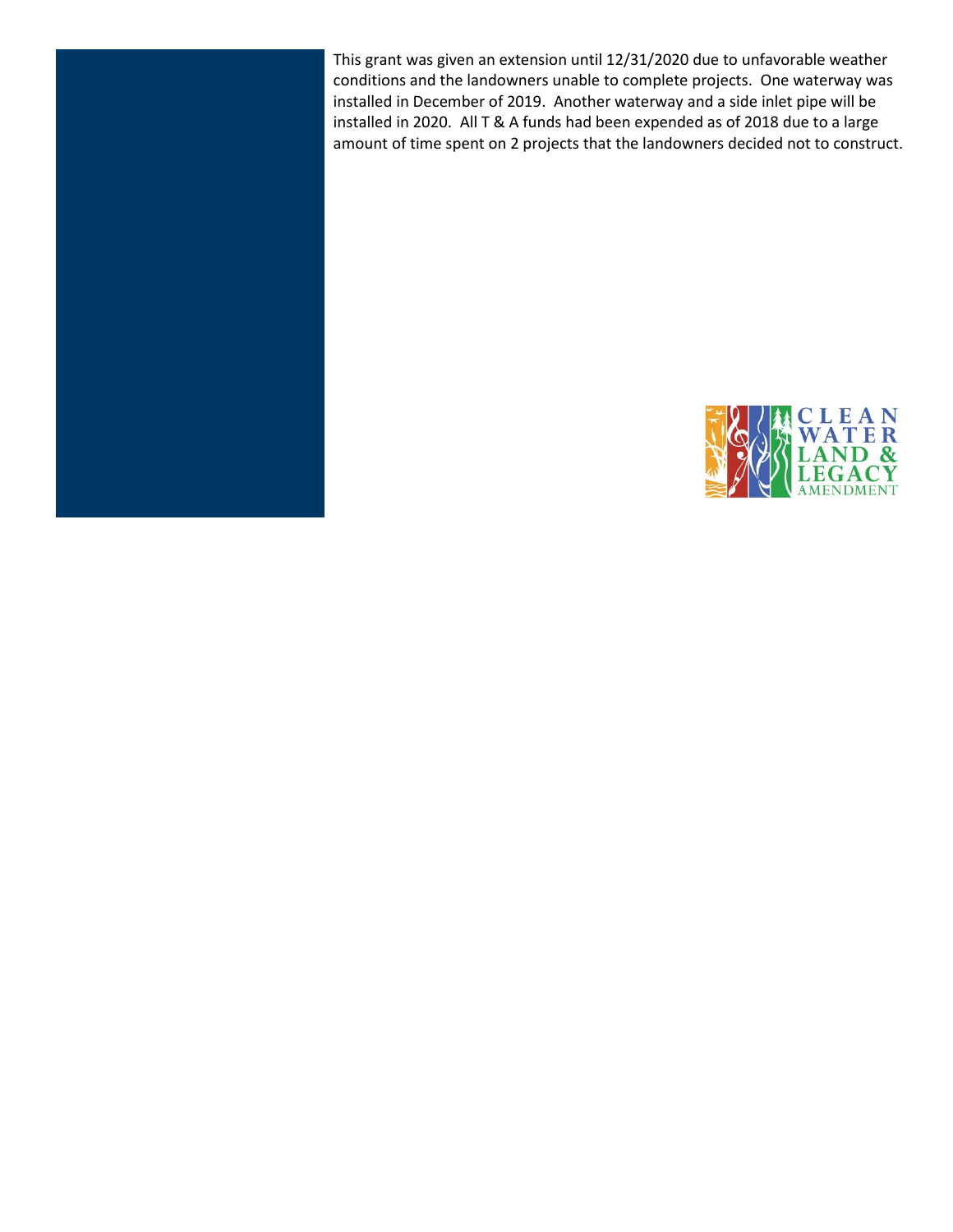This grant was given an extension until 12/31/2020 due to unfavorable weather conditions and the landowners unable to complete projects. One waterway was installed in December of 2019. Another waterway and a side inlet pipe will be installed in 2020. All T & A funds had been expended as of 2018 due to a large amount of time spent on 2 projects that the landowners decided not to construct.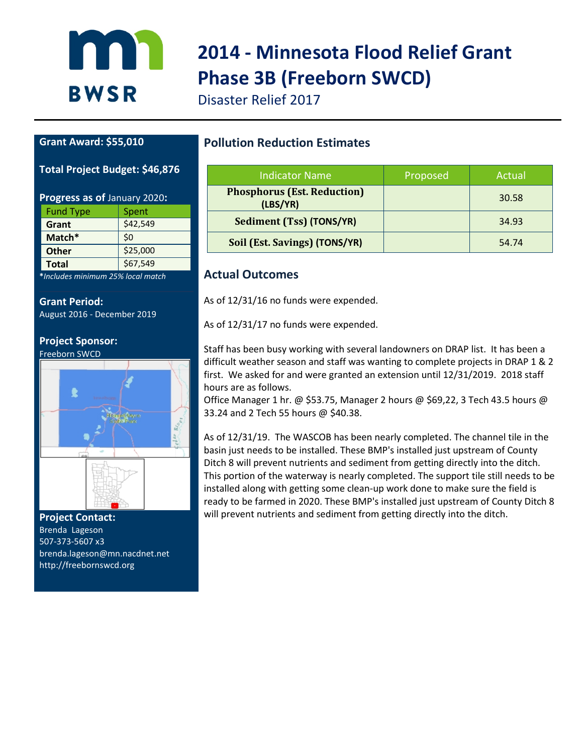# 2014 - Minnesota Flood Relief Grant Phase 3B (Freeborn SWCD)

Disaster Relief 2017

**Grant Award: $55,010**

**Total Project Budget: $46,876**

**Progress as of** January 2020**:**

| Fund Type | Spent |
|---|---|
| **Grant** | $42,549 |
| **Match*** | $0 |
| **Other** | $25,000 |
| **Total** | $67,549 |

***Includes minimum 25% local match*

**Grant Period:**
August 2016 - December 2019

**Project Sponsor:**
Freeborn SWCD

**Project Contact:**
Brenda Lageson
507-373-5607 x3
brenda.lageson@mn.nacdnet.net
http://freebornswcd.org

## Pollution Reduction Estimates

| Indicator Name | Proposed | Actual |
|---|---|---|
| **Phosphorus (Est. Reduction) (LBS/YR)** | | 30.58 |
| **Sediment (Tss) (TONS/YR)** | | 34.93 |
| **Soil (Est. Savings) (TONS/YR)** | | 54.74 |

## Actual Outcomes

As of 12/31/16 no funds were expended.

As of 12/31/17 no funds were expended.

Staff has been busy working with several landowners on DRAP list. It has been a difficult weather season and staff was wanting to complete projects in DRAP 1 & 2 first. We asked for and were granted an extension until 12/31/2019. 2018 staff hours are as follows.
Office Manager 1 hr. @ $53.75, Manager 2 hours @ $69,22, 3 Tech 43.5 hours @ 33.24 and 2 Tech 55 hours @ $40.38.

As of 12/31/19. The WASCOB has been nearly completed. The channel tile in the basin just needs to be installed. These BMP's installed just upstream of County Ditch 8 will prevent nutrients and sediment from getting directly into the ditch. This portion of the waterway is nearly completed. The support tile still needs to be installed along with getting some clean-up work done to make sure the field is ready to be farmed in 2020. These BMP's installed just upstream of County Ditch 8 will prevent nutrients and sediment from getting directly into the ditch.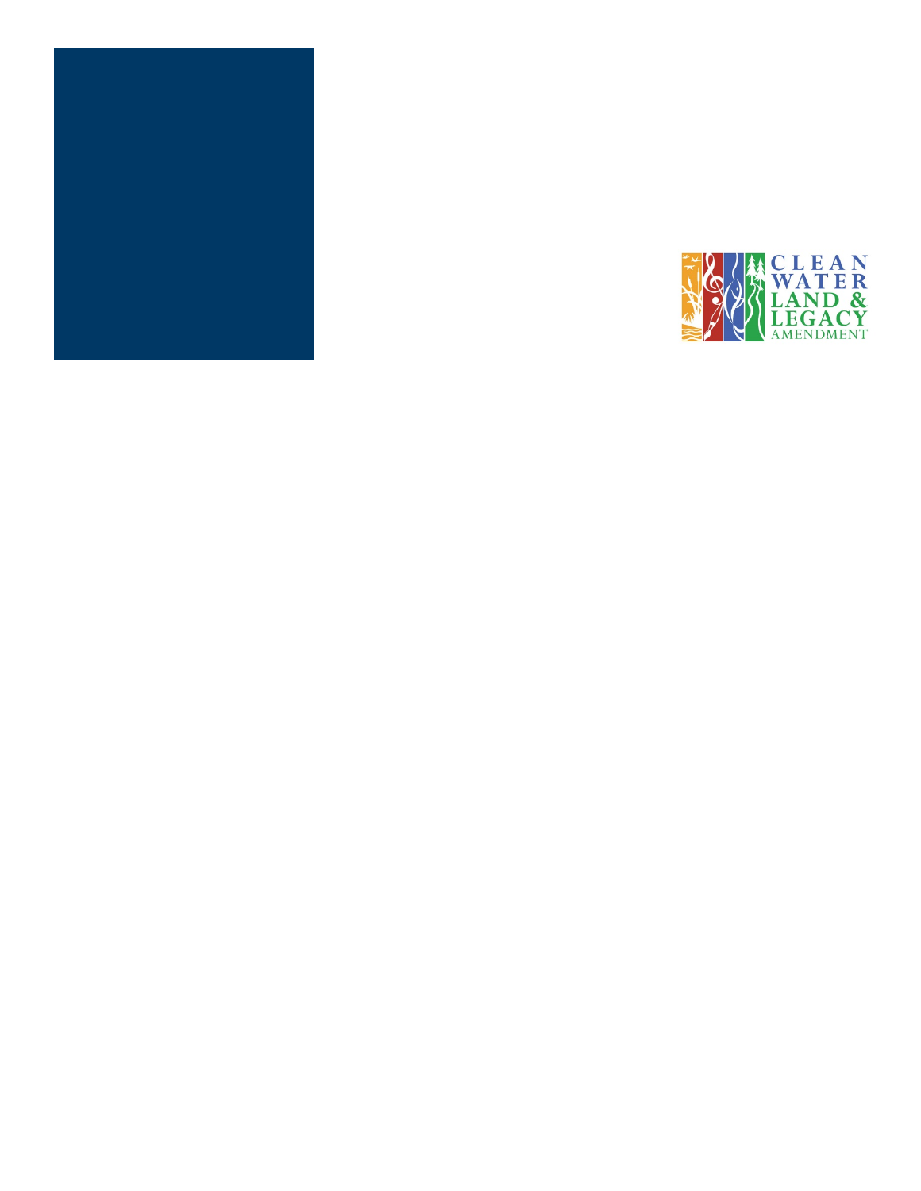CLEAN WATER LAND & LEGACY AMENDMENT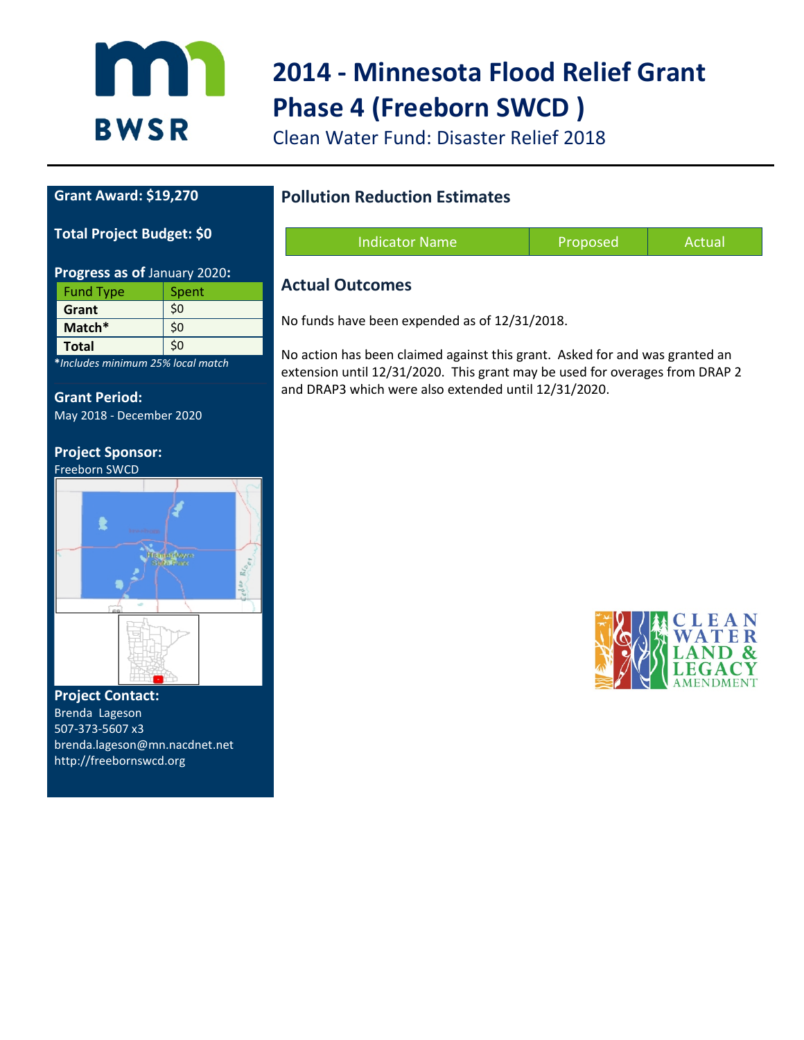# 2014 - Minnesota Flood Relief Grant Phase 4 (Freeborn SWCD )

Clean Water Fund: Disaster Relief 2018

**Grant Award: $19,270**

**Total Project Budget: $0**

**Progress as of** January 2020**:**

| Fund Type | Spent |
|---|---|
| **Grant** | $0 |
| **Match*** | $0 |
| **Total** | $0 |

**\***_Includes minimum 25% local match_

**Grant Period:**
May 2018 - December 2020

**Project Sponsor:**
Freeborn SWCD

**Project Contact:**
Brenda Lageson
507-373-5607 x3
brenda.lageson@mn.nacdnet.net
http://freebornswcd.org

## Pollution Reduction Estimates

| Indicator Name | Proposed | Actual |
|---|---|---|

## Actual Outcomes

No funds have been expended as of 12/31/2018.

No action has been claimed against this grant. Asked for and was granted an extension until 12/31/2020. This grant may be used for overages from DRAP 2 and DRAP3 which were also extended until 12/31/2020.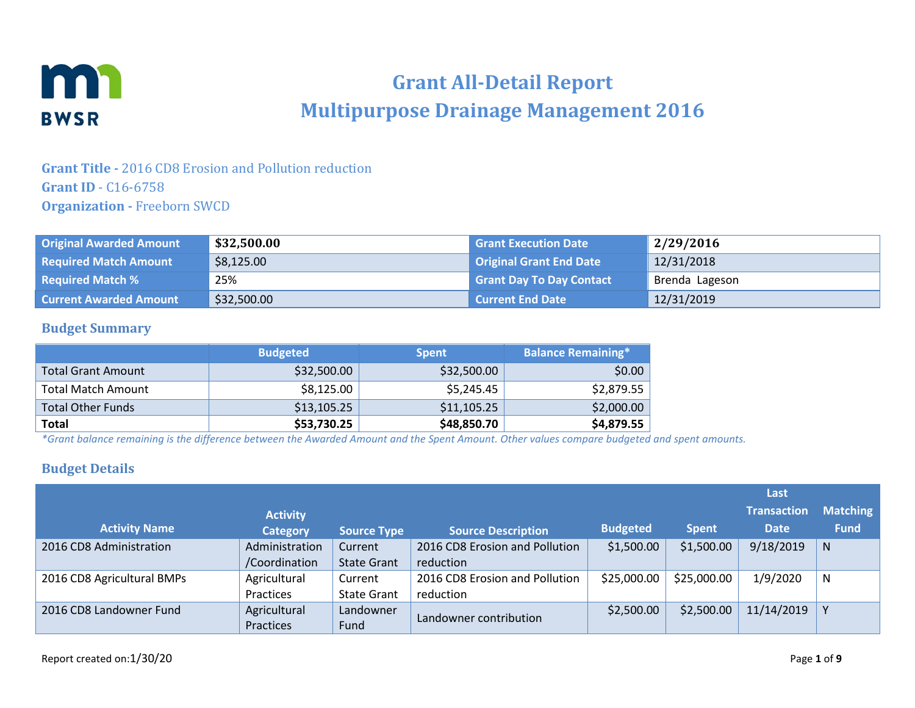# Grant All-Detail Report
# Multipurpose Drainage Management 2016

**Grant Title -** 2016 CD8 Erosion and Pollution reduction
**Grant ID** - C16-6758
**Organization -** Freeborn SWCD

| Original Awarded Amount | $32,500.00 | Grant Execution Date | 2/29/2016 |
|---|---|---|---|
| Required Match Amount | $8,125.00 | Original Grant End Date | 12/31/2018 |
| Required Match % | 25% | Grant Day To Day Contact | Brenda Lageson |
| Current Awarded Amount | $32,500.00 | Current End Date | 12/31/2019 |

## Budget Summary

| | Budgeted | Spent | Balance Remaining* |
|---|---|---|---|
| Total Grant Amount | $32,500.00 | $32,500.00 | $0.00 |
| Total Match Amount | $8,125.00 | $5,245.45 | $2,879.55 |
| Total Other Funds | $13,105.25 | $11,105.25 | $2,000.00 |
| **Total** | **$53,730.25** | **$48,850.70** | **$4,879.55** |

*Grant balance remaining is the difference between the Awarded Amount and the Spent Amount. Other values compare budgeted and spent amounts.*

## Budget Details

| Activity Name | Activity Category | Source Type | Source Description | Budgeted | Spent | Last Transaction Date | Matching Fund |
|---|---|---|---|---|---|---|---|
| 2016 CD8 Administration | Administration /Coordination | Current State Grant | 2016 CD8 Erosion and Pollution reduction | $1,500.00 | $1,500.00 | 9/18/2019 | N |
| 2016 CD8 Agricultural BMPs | Agricultural Practices | Current State Grant | 2016 CD8 Erosion and Pollution reduction | $25,000.00 | $25,000.00 | 1/9/2020 | N |
| 2016 CD8 Landowner Fund | Agricultural Practices | Landowner Fund | Landowner contribution | $2,500.00 | $2,500.00 | 11/14/2019 | Y |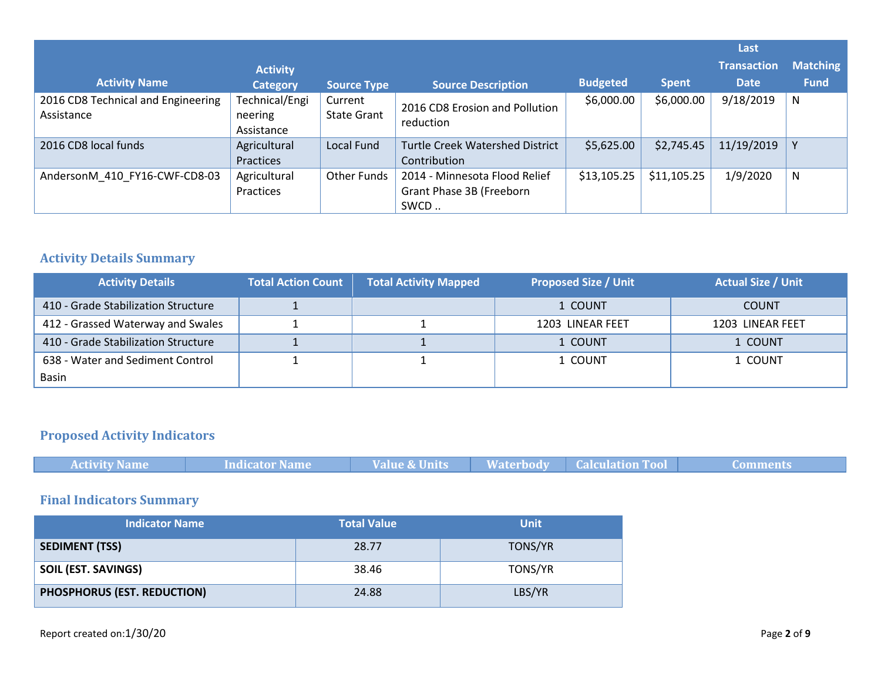| Activity Name | Activity Category | Source Type | Source Description | Budgeted | Spent | Last Transaction Date | Matching Fund |
|---|---|---|---|---|---|---|---|
| 2016 CD8 Technical and Engineering Assistance | Technical/Engineering Assistance | Current State Grant | 2016 CD8 Erosion and Pollution reduction | $6,000.00 | $6,000.00 | 9/18/2019 | N |
| 2016 CD8 local funds | Agricultural Practices | Local Fund | Turtle Creek Watershed District Contribution | $5,625.00 | $2,745.45 | 11/19/2019 | Y |
| AndersonM_410_FY16-CWF-CD8-03 | Agricultural Practices | Other Funds | 2014 - Minnesota Flood Relief Grant Phase 3B (Freeborn SWCD .. | $13,105.25 | $11,105.25 | 1/9/2020 | N |

## Activity Details Summary

| Activity Details | Total Action Count | Total Activity Mapped | Proposed Size / Unit | Actual Size / Unit |
|---|---|---|---|---|
| 410 - Grade Stabilization Structure | 1 | | 1 COUNT | COUNT |
| 412 - Grassed Waterway and Swales | 1 | 1 | 1203 LINEAR FEET | 1203 LINEAR FEET |
| 410 - Grade Stabilization Structure | 1 | 1 | 1 COUNT | 1 COUNT |
| 638 - Water and Sediment Control Basin | 1 | 1 | 1 COUNT | 1 COUNT |

## Proposed Activity Indicators

| Activity Name | Indicator Name | Value & Units | Waterbody | Calculation Tool | Comments |
|---|---|---|---|---|---|

## Final Indicators Summary

| Indicator Name | Total Value | Unit |
|---|---|---|
| **SEDIMENT (TSS)** | 28.77 | TONS/YR |
| **SOIL (EST. SAVINGS)** | 38.46 | TONS/YR |
| **PHOSPHORUS (EST. REDUCTION)** | 24.88 | LBS/YR |

Report created on:1/30/20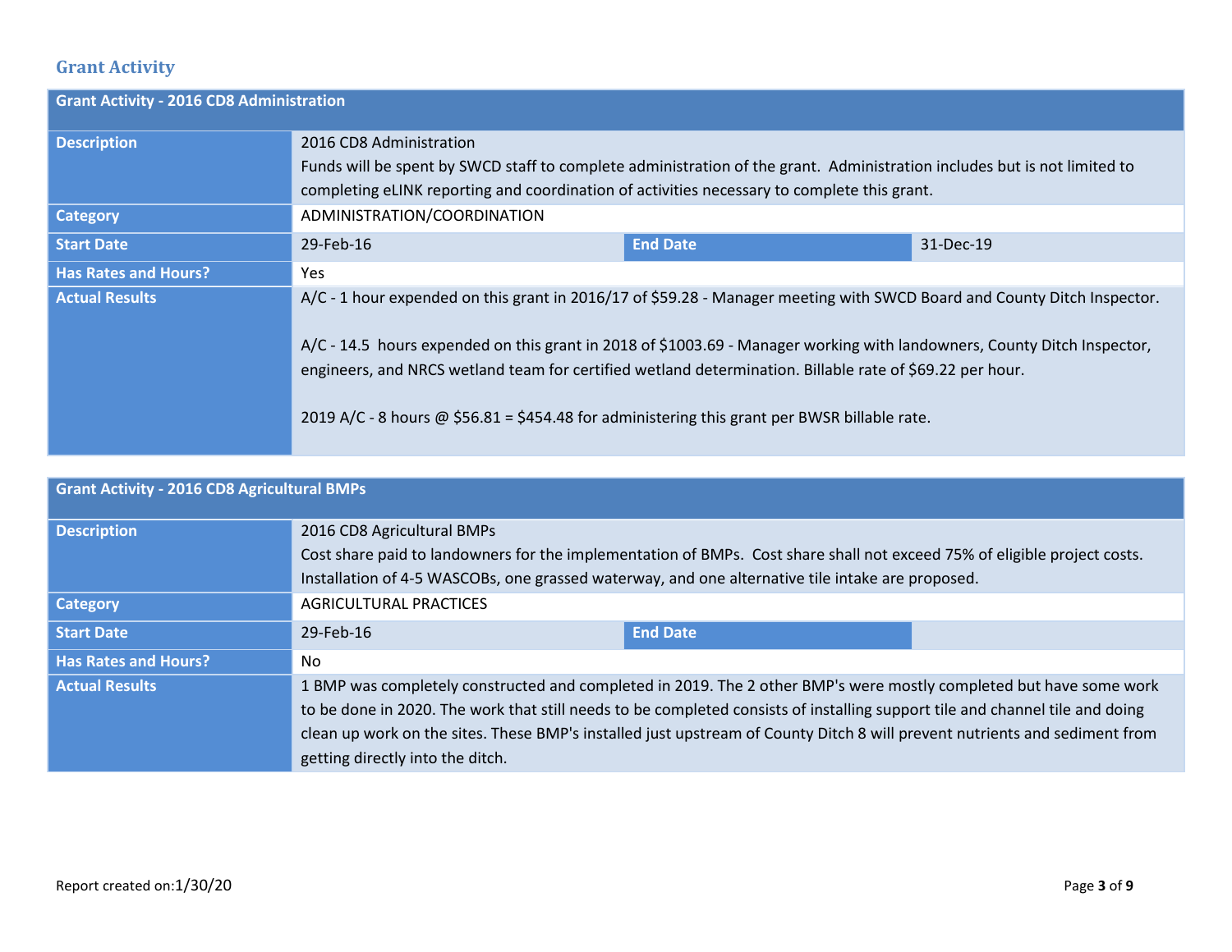## Grant Activity

| Grant Activity - 2016 CD8 Administration | | | |
|---|---|---|---|
| **Description** | 2016 CD8 Administration<br>Funds will be spent by SWCD staff to complete administration of the grant. Administration includes but is not limited to completing eLINK reporting and coordination of activities necessary to complete this grant. | | |
| **Category** | ADMINISTRATION/COORDINATION | | |
| **Start Date** | 29-Feb-16 | **End Date** | 31-Dec-19 |
| **Has Rates and Hours?** | Yes | | |
| **Actual Results** | A/C - 1 hour expended on this grant in 2016/17 of $59.28 - Manager meeting with SWCD Board and County Ditch Inspector.<br><br>A/C - 14.5 hours expended on this grant in 2018 of $1003.69 - Manager working with landowners, County Ditch Inspector, engineers, and NRCS wetland team for certified wetland determination. Billable rate of $69.22 per hour.<br><br>2019 A/C - 8 hours @ $56.81 = $454.48 for administering this grant per BWSR billable rate. | | |

| Grant Activity - 2016 CD8 Agricultural BMPs | | | |
|---|---|---|---|
| **Description** | 2016 CD8 Agricultural BMPs<br>Cost share paid to landowners for the implementation of BMPs. Cost share shall not exceed 75% of eligible project costs. Installation of 4-5 WASCOBs, one grassed waterway, and one alternative tile intake are proposed. | | |
| **Category** | AGRICULTURAL PRACTICES | | |
| **Start Date** | 29-Feb-16 | **End Date** | |
| **Has Rates and Hours?** | No | | |
| **Actual Results** | 1 BMP was completely constructed and completed in 2019. The 2 other BMP's were mostly completed but have some work to be done in 2020. The work that still needs to be completed consists of installing support tile and channel tile and doing clean up work on the sites. These BMP's installed just upstream of County Ditch 8 will prevent nutrients and sediment from getting directly into the ditch. | | |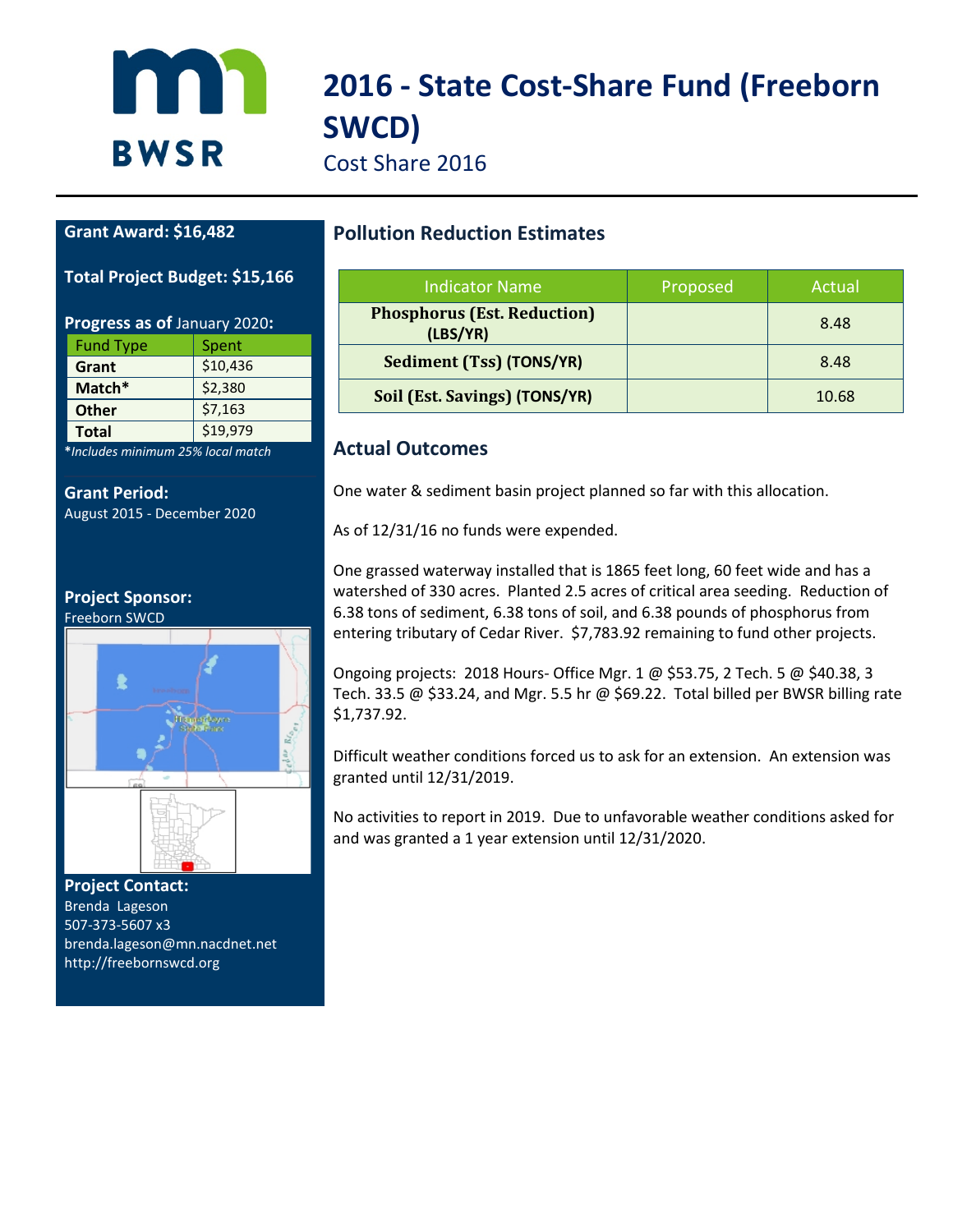# 2016 - State Cost-Share Fund (Freeborn SWCD)

Cost Share 2016

**Grant Award: $16,482**

**Total Project Budget: $15,166**

**Progress as of** January 2020**:**

| Fund Type | Spent |
|---|---|
| **Grant** | $10,436 |
| **Match*** | $2,380 |
| **Other** | $7,163 |
| **Total** | $19,979 |

***Includes minimum 25% local match*

**Grant Period:**
August 2015 - December 2020

**Project Sponsor:**
Freeborn SWCD

**Project Contact:**
Brenda Lageson
507-373-5607 x3
brenda.lageson@mn.nacdnet.net
http://freebornswcd.org

## Pollution Reduction Estimates

| Indicator Name | Proposed | Actual |
|---|---|---|
| **Phosphorus (Est. Reduction) (LBS/YR)** | | 8.48 |
| **Sediment (Tss) (TONS/YR)** | | 8.48 |
| **Soil (Est. Savings) (TONS/YR)** | | 10.68 |

## Actual Outcomes

One water & sediment basin project planned so far with this allocation.

As of 12/31/16 no funds were expended.

One grassed waterway installed that is 1865 feet long, 60 feet wide and has a watershed of 330 acres. Planted 2.5 acres of critical area seeding. Reduction of 6.38 tons of sediment, 6.38 tons of soil, and 6.38 pounds of phosphorus from entering tributary of Cedar River. $7,783.92 remaining to fund other projects.

Ongoing projects: 2018 Hours- Office Mgr. 1 @ $53.75, 2 Tech. 5 @ $40.38, 3 Tech. 33.5 @ $33.24, and Mgr. 5.5 hr @ $69.22. Total billed per BWSR billing rate $1,737.92.

Difficult weather conditions forced us to ask for an extension. An extension was granted until 12/31/2019.

No activities to report in 2019. Due to unfavorable weather conditions asked for and was granted a 1 year extension until 12/31/2020.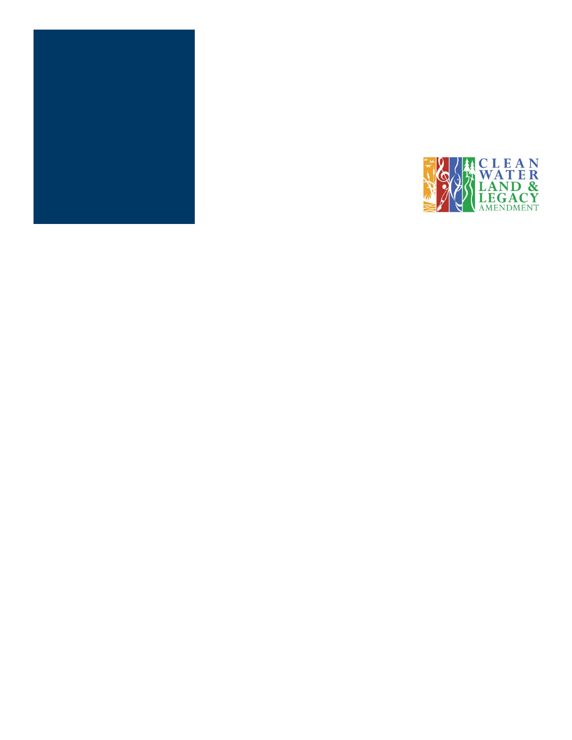CLEAN WATER LAND & LEGACY AMENDMENT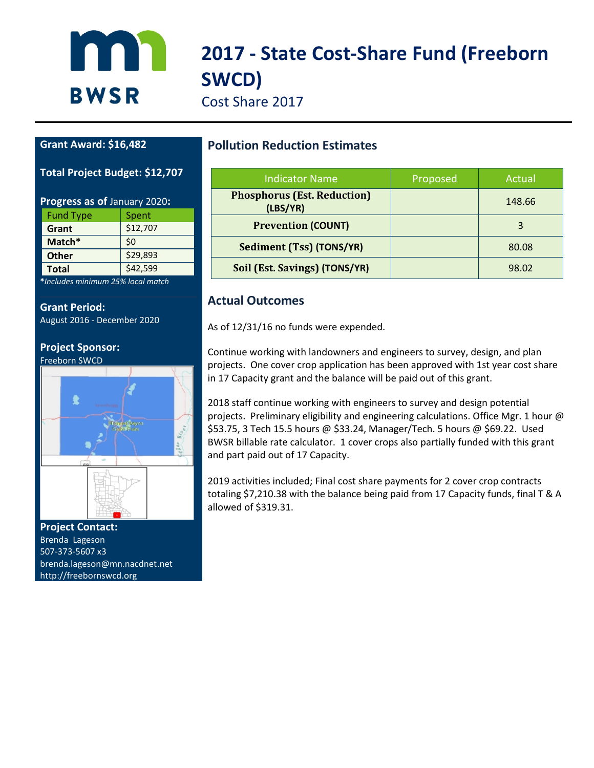# 2017 - State Cost-Share Fund (Freeborn SWCD)

Cost Share 2017

**Grant Award: $16,482**

**Total Project Budget: $12,707**

**Progress as of** January 2020**:**

| Fund Type | Spent |
|---|---|
| **Grant** | $12,707 |
| **Match*** | $0 |
| **Other** | $29,893 |
| **Total** | $42,599 |

***Includes minimum 25% local match*

**Grant Period:**
August 2016 - December 2020

**Project Sponsor:**
Freeborn SWCD

**Project Contact:**
Brenda Lageson
507-373-5607 x3
brenda.lageson@mn.nacdnet.net
http://freebornswcd.org

## Pollution Reduction Estimates

| Indicator Name | Proposed | Actual |
|---|---|---|
| **Phosphorus (Est. Reduction) (LBS/YR)** | | 148.66 |
| **Prevention (COUNT)** | | 3 |
| **Sediment (Tss) (TONS/YR)** | | 80.08 |
| **Soil (Est. Savings) (TONS/YR)** | | 98.02 |

## Actual Outcomes

As of 12/31/16 no funds were expended.

Continue working with landowners and engineers to survey, design, and plan projects. One cover crop application has been approved with 1st year cost share in 17 Capacity grant and the balance will be paid out of this grant.

2018 staff continue working with engineers to survey and design potential projects. Preliminary eligibility and engineering calculations. Office Mgr. 1 hour @ $53.75, 3 Tech 15.5 hours @ $33.24, Manager/Tech. 5 hours @ $69.22. Used BWSR billable rate calculator. 1 cover crops also partially funded with this grant and part paid out of 17 Capacity.

2019 activities included; Final cost share payments for 2 cover crop contracts totaling $7,210.38 with the balance being paid from 17 Capacity funds, final T & A allowed of $319.31.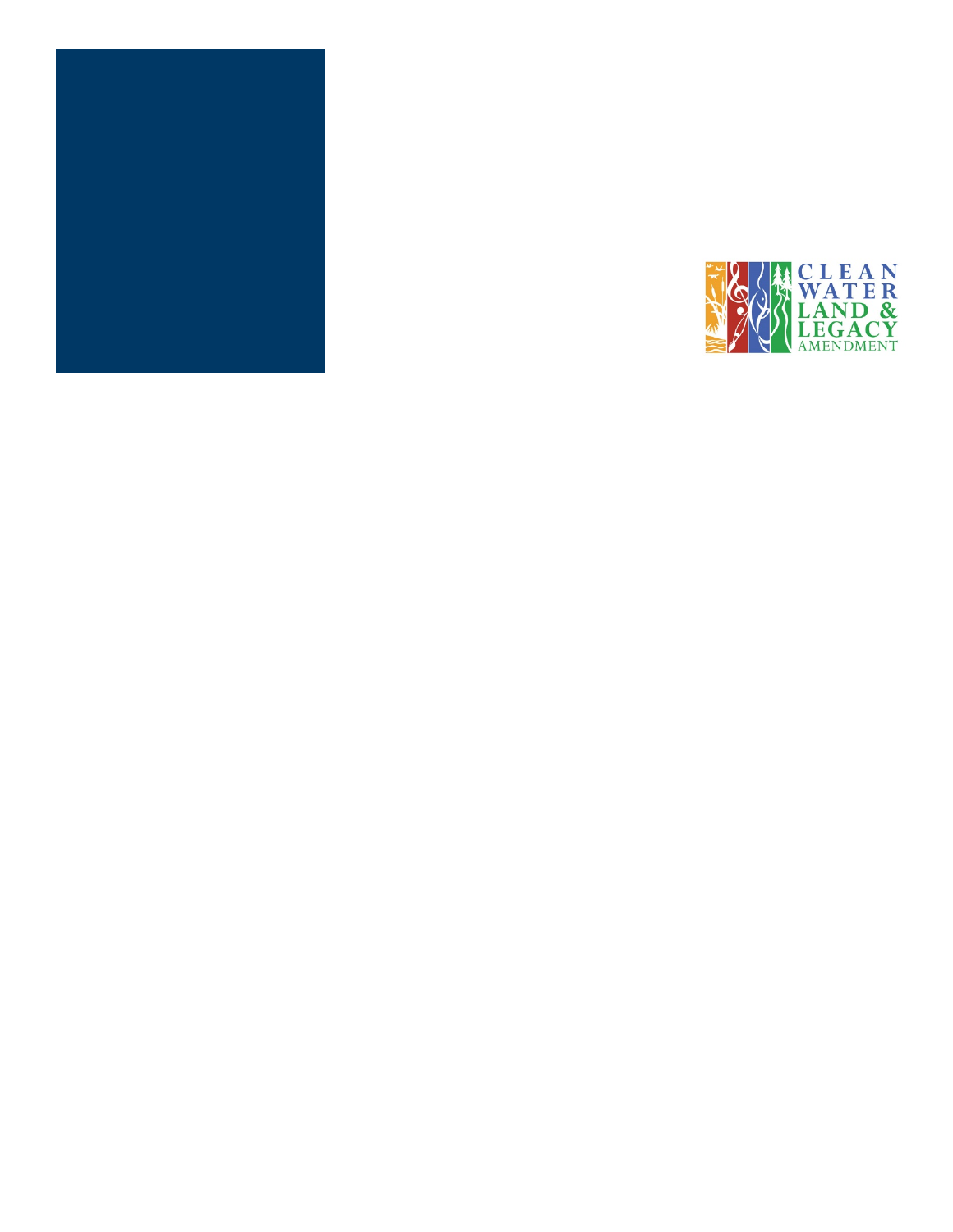CLEAN WATER LAND & LEGACY AMENDMENT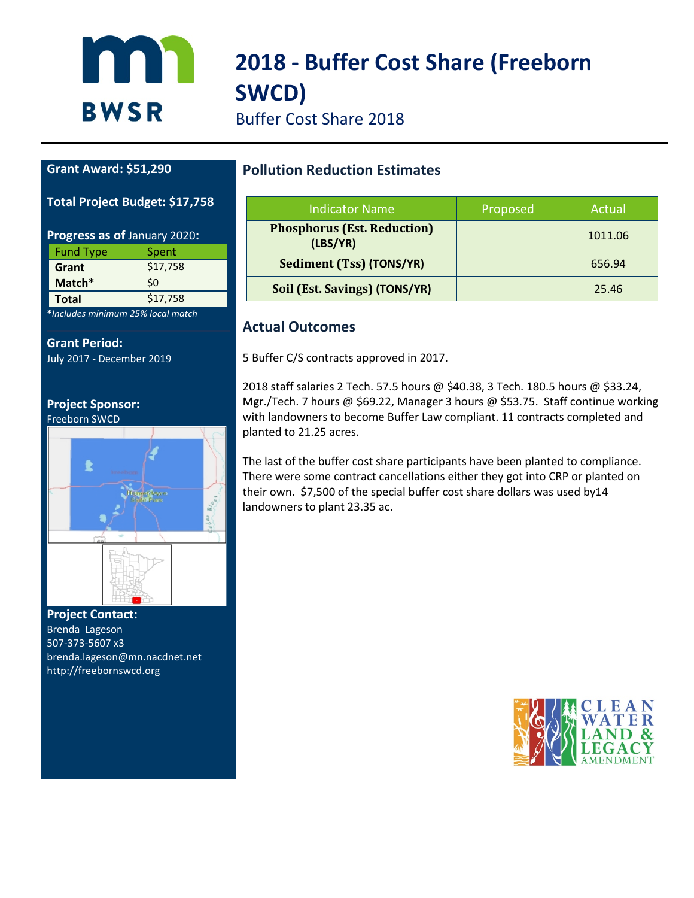# 2018 - Buffer Cost Share (Freeborn SWCD)

Buffer Cost Share 2018

**Grant Award: $51,290**

**Total Project Budget: $17,758**

**Progress as of** January 2020**:**

| Fund Type | Spent |
|---|---|
| **Grant** | $17,758 |
| **Match*** | $0 |
| **Total** | $17,758 |

*Includes minimum 25% local match*

**Grant Period:**
July 2017 - December 2019

**Project Sponsor:**
Freeborn SWCD

**Project Contact:**
Brenda Lageson
507-373-5607 x3
brenda.lageson@mn.nacdnet.net
http://freebornswcd.org

## Pollution Reduction Estimates

| Indicator Name | Proposed | Actual |
|---|---|---|
| **Phosphorus (Est. Reduction) (LBS/YR)** | | 1011.06 |
| **Sediment (Tss) (TONS/YR)** | | 656.94 |
| **Soil (Est. Savings) (TONS/YR)** | | 25.46 |

## Actual Outcomes

5 Buffer C/S contracts approved in 2017.

2018 staff salaries 2 Tech. 57.5 hours @ $40.38, 3 Tech. 180.5 hours @ $33.24, Mgr./Tech. 7 hours @ $69.22, Manager 3 hours @ $53.75. Staff continue working with landowners to become Buffer Law compliant. 11 contracts completed and planted to 21.25 acres.

The last of the buffer cost share participants have been planted to compliance. There were some contract cancellations either they got into CRP or planted on their own. $7,500 of the special buffer cost share dollars was used by14 landowners to plant 23.35 ac.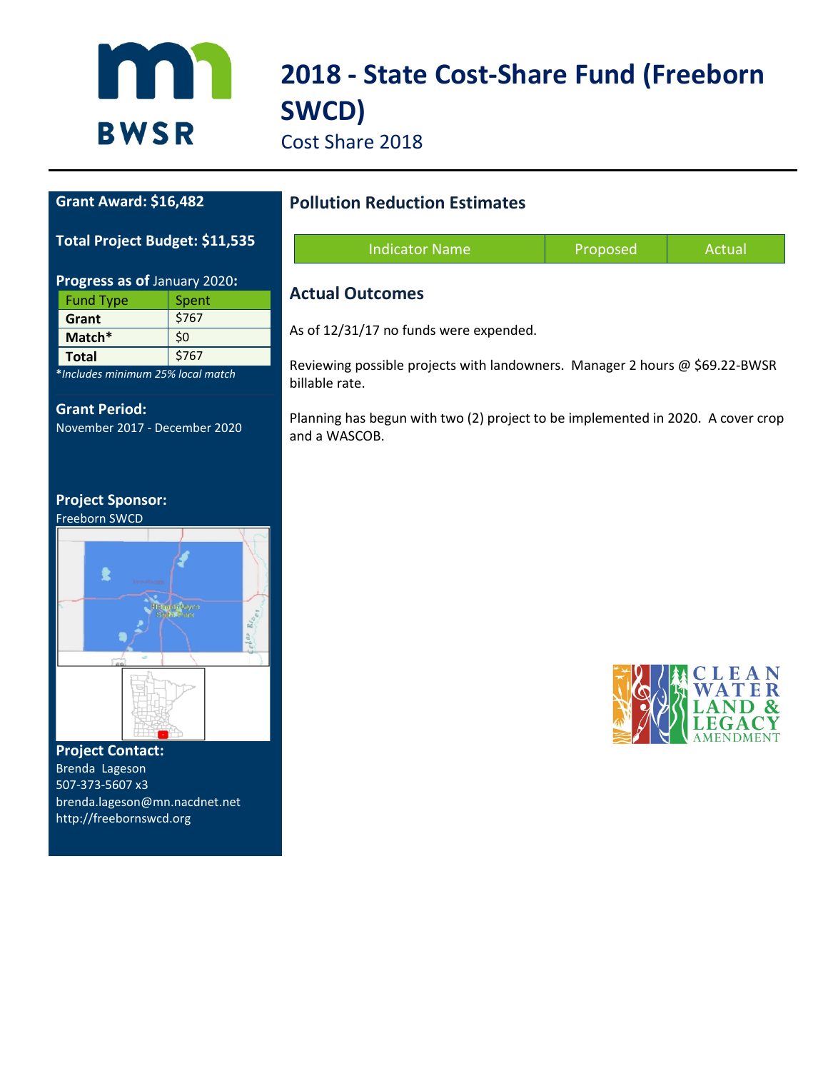# 2018 - State Cost-Share Fund (Freeborn SWCD)

Cost Share 2018

**Grant Award: $16,482**

**Total Project Budget: $11,535**

**Progress as of** January 2020**:**

| Fund Type | Spent |
|---|---|
| **Grant** | $767 |
| **Match*** | $0 |
| **Total** | $767 |

**Includes minimum 25% local match*

**Grant Period:**
November 2017 - December 2020

**Project Sponsor:**
Freeborn SWCD

**Project Contact:**
Brenda Lageson
507-373-5607 x3
brenda.lageson@mn.nacdnet.net
http://freebornswcd.org

## Pollution Reduction Estimates

| Indicator Name | Proposed | Actual |
|---|---|---|

## Actual Outcomes

As of 12/31/17 no funds were expended.

Reviewing possible projects with landowners. Manager 2 hours @ $69.22-BWSR billable rate.

Planning has begun with two (2) project to be implemented in 2020. A cover crop and a WASCOB.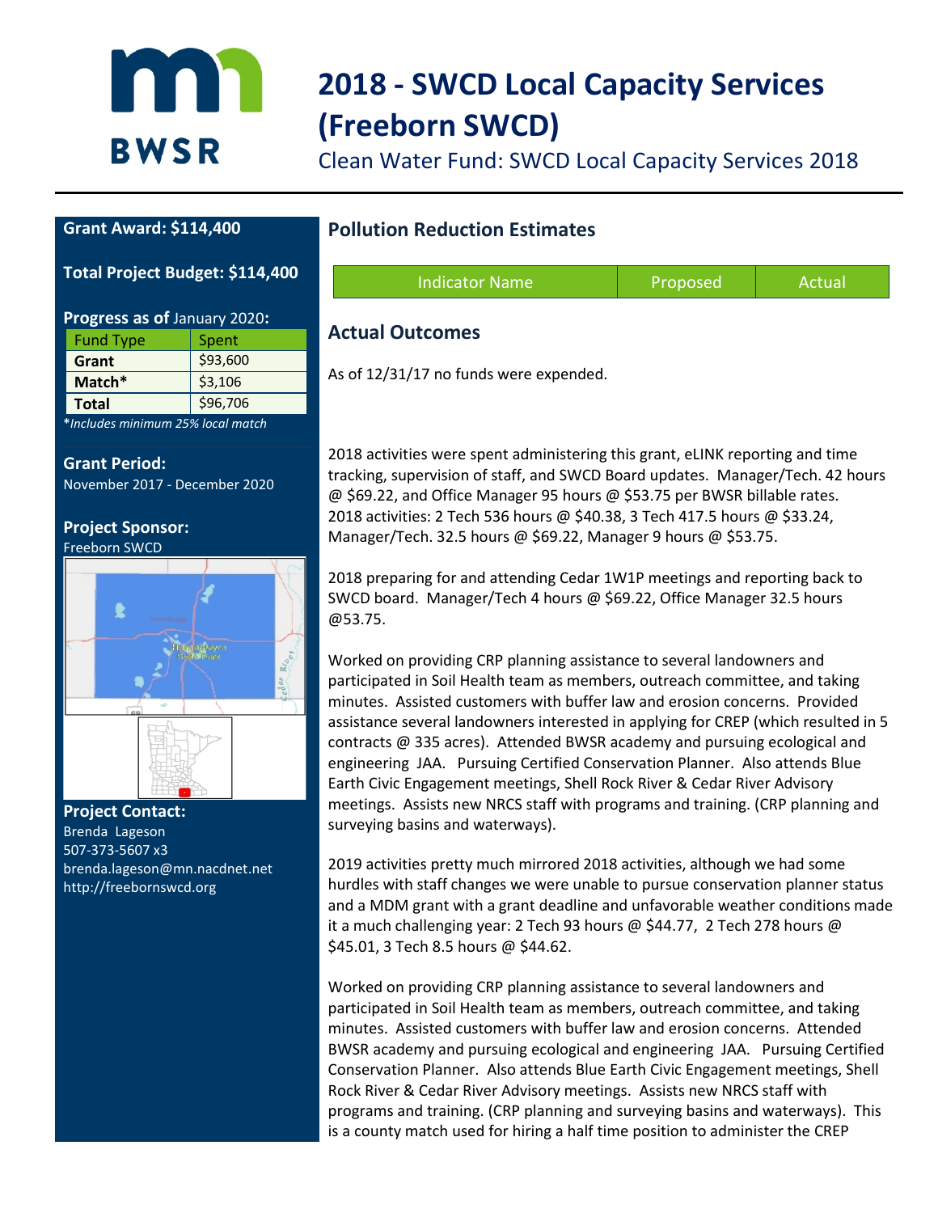# 2018 - SWCD Local Capacity Services (Freeborn SWCD)

Clean Water Fund: SWCD Local Capacity Services 2018

**Grant Award: $114,400**

**Total Project Budget: $114,400**

**Progress as of** January 2020**:**

| Fund Type | Spent |
|---|---|
| **Grant** | $93,600 |
| **Match*** | $3,106 |
| **Total** | $96,706 |

**Includes minimum 25% local match*

**Grant Period:**
November 2017 - December 2020

**Project Sponsor:**
Freeborn SWCD

**Project Contact:**
Brenda Lageson
507-373-5607 x3
brenda.lageson@mn.nacdnet.net
http://freebornswcd.org

## Pollution Reduction Estimates

| Indicator Name | Proposed | Actual |
|---|---|---|

## Actual Outcomes

As of 12/31/17 no funds were expended.

2018 activities were spent administering this grant, eLINK reporting and time tracking, supervision of staff, and SWCD Board updates. Manager/Tech. 42 hours @ $69.22, and Office Manager 95 hours @ $53.75 per BWSR billable rates. 2018 activities: 2 Tech 536 hours @ $40.38, 3 Tech 417.5 hours @ $33.24, Manager/Tech. 32.5 hours @ $69.22, Manager 9 hours @ $53.75.

2018 preparing for and attending Cedar 1W1P meetings and reporting back to SWCD board. Manager/Tech 4 hours @ $69.22, Office Manager 32.5 hours @53.75.

Worked on providing CRP planning assistance to several landowners and participated in Soil Health team as members, outreach committee, and taking minutes. Assisted customers with buffer law and erosion concerns. Provided assistance several landowners interested in applying for CREP (which resulted in 5 contracts @ 335 acres). Attended BWSR academy and pursuing ecological and engineering JAA. Pursuing Certified Conservation Planner. Also attends Blue Earth Civic Engagement meetings, Shell Rock River & Cedar River Advisory meetings. Assists new NRCS staff with programs and training. (CRP planning and surveying basins and waterways).

2019 activities pretty much mirrored 2018 activities, although we had some hurdles with staff changes we were unable to pursue conservation planner status and a MDM grant with a grant deadline and unfavorable weather conditions made it a much challenging year: 2 Tech 93 hours @ $44.77, 2 Tech 278 hours @ $45.01, 3 Tech 8.5 hours @ $44.62.

Worked on providing CRP planning assistance to several landowners and participated in Soil Health team as members, outreach committee, and taking minutes. Assisted customers with buffer law and erosion concerns. Attended BWSR academy and pursuing ecological and engineering JAA. Pursuing Certified Conservation Planner. Also attends Blue Earth Civic Engagement meetings, Shell Rock River & Cedar River Advisory meetings. Assists new NRCS staff with programs and training. (CRP planning and surveying basins and waterways). This is a county match used for hiring a half time position to administer the CREP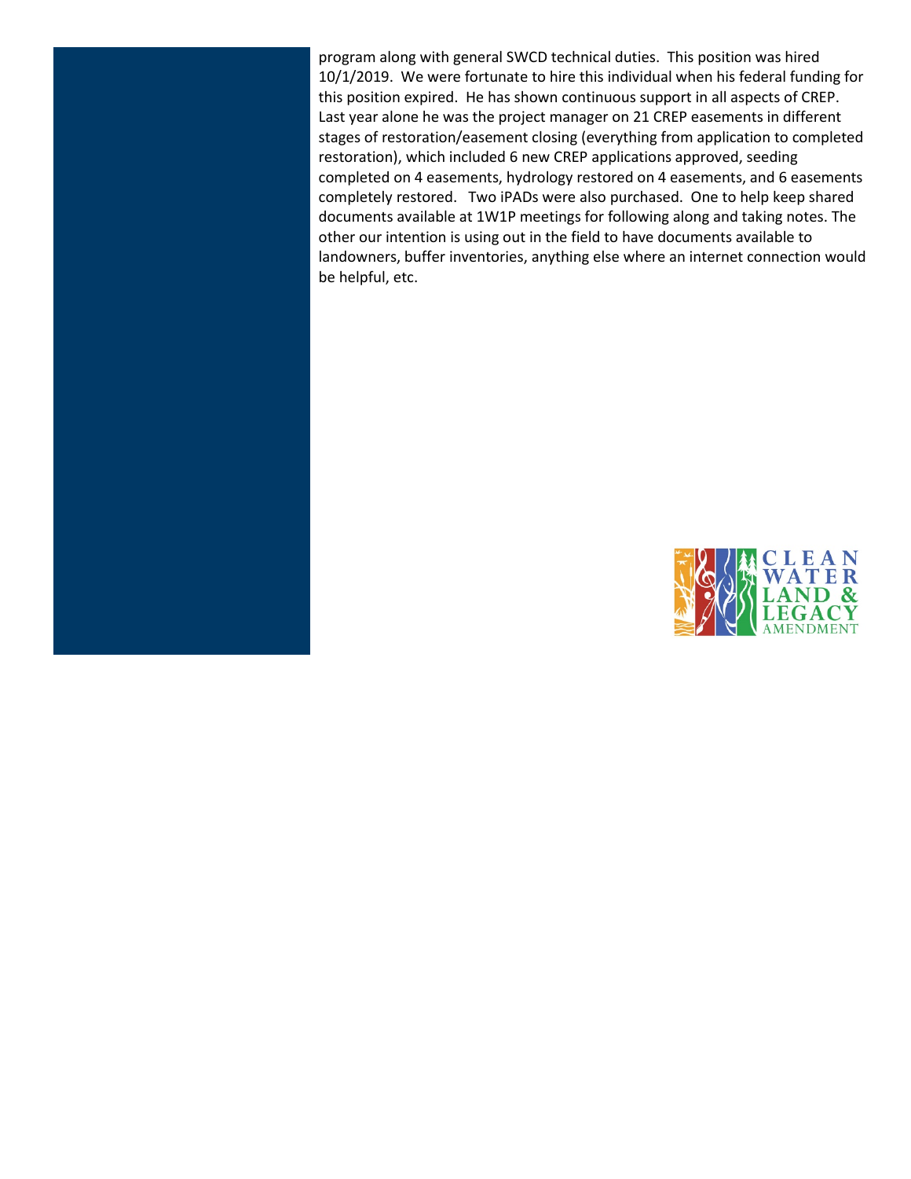program along with general SWCD technical duties. This position was hired 10/1/2019. We were fortunate to hire this individual when his federal funding for this position expired. He has shown continuous support in all aspects of CREP. Last year alone he was the project manager on 21 CREP easements in different stages of restoration/easement closing (everything from application to completed restoration), which included 6 new CREP applications approved, seeding completed on 4 easements, hydrology restored on 4 easements, and 6 easements completely restored. Two iPADs were also purchased. One to help keep shared documents available at 1W1P meetings for following along and taking notes. The other our intention is using out in the field to have documents available to landowners, buffer inventories, anything else where an internet connection would be helpful, etc.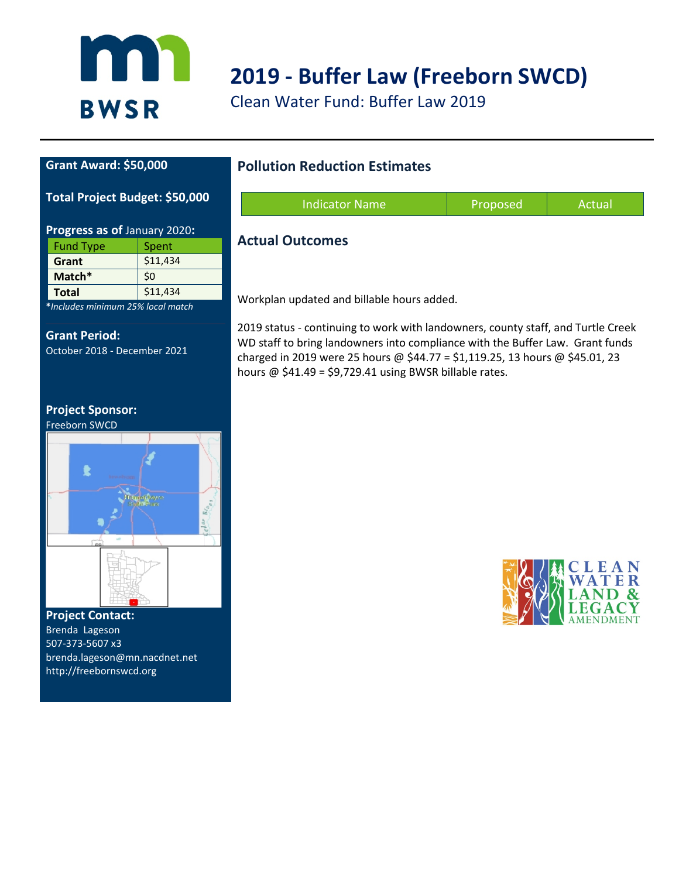# 2019 - Buffer Law (Freeborn SWCD)

Clean Water Fund: Buffer Law 2019

**Grant Award: $50,000**

**Total Project Budget: $50,000**

**Progress as of** January 2020**:**

| Fund Type | Spent |
|---|---|
| **Grant** | $11,434 |
| **Match*** | $0 |
| **Total** | $11,434 |

**\*Includes minimum 25% local match*

**Grant Period:**
October 2018 - December 2021

**Project Sponsor:**
Freeborn SWCD

**Project Contact:**
Brenda Lageson
507-373-5607 x3
brenda.lageson@mn.nacdnet.net
http://freebornswcd.org

## Pollution Reduction Estimates

| Indicator Name | Proposed | Actual |
|---|---|---|

## Actual Outcomes

Workplan updated and billable hours added.

2019 status - continuing to work with landowners, county staff, and Turtle Creek WD staff to bring landowners into compliance with the Buffer Law. Grant funds charged in 2019 were 25 hours @ $44.77 = $1,119.25, 13 hours @ $45.01, 23 hours @ $41.49 = $9,729.41 using BWSR billable rates.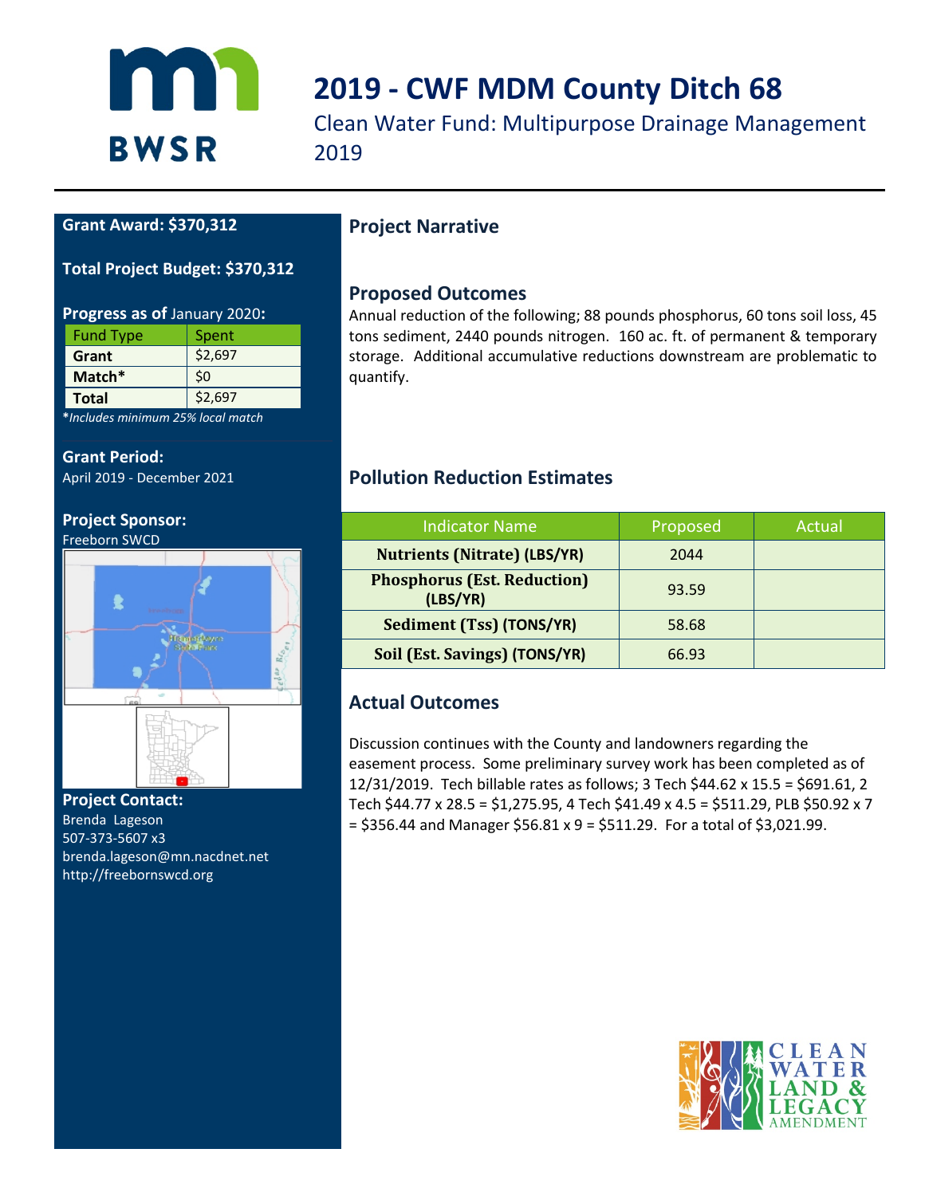# 2019 - CWF MDM County Ditch 68

Clean Water Fund: Multipurpose Drainage Management 2019

**Grant Award: $370,312**

**Total Project Budget: $370,312**

**Progress as of** January 2020**:**

| Fund Type | Spent |
|---|---|
| **Grant** | $2,697 |
| **Match*** | $0 |
| **Total** | $2,697 |

***Includes minimum 25% local match*

**Grant Period:**
April 2019 - December 2021

**Project Sponsor:**
Freeborn SWCD

**Project Contact:**
Brenda Lageson
507-373-5607 x3
brenda.lageson@mn.nacdnet.net
http://freebornswcd.org

## Project Narrative

## Proposed Outcomes

Annual reduction of the following; 88 pounds phosphorus, 60 tons soil loss, 45 tons sediment, 2440 pounds nitrogen. 160 ac. ft. of permanent & temporary storage. Additional accumulative reductions downstream are problematic to quantify.

## Pollution Reduction Estimates

| Indicator Name | Proposed | Actual |
|---|---|---|
| **Nutrients (Nitrate) (LBS/YR)** | 2044 | |
| **Phosphorus (Est. Reduction) (LBS/YR)** | 93.59 | |
| **Sediment (Tss) (TONS/YR)** | 58.68 | |
| **Soil (Est. Savings) (TONS/YR)** | 66.93 | |

## Actual Outcomes

Discussion continues with the County and landowners regarding the easement process. Some preliminary survey work has been completed as of 12/31/2019. Tech billable rates as follows; 3 Tech $44.62 x 15.5 = $691.61, 2 Tech $44.77 x 28.5 = $1,275.95, 4 Tech $41.49 x 4.5 = $511.29, PLB $50.92 x 7 = $356.44 and Manager $56.81 x 9 = $511.29. For a total of $3,021.99.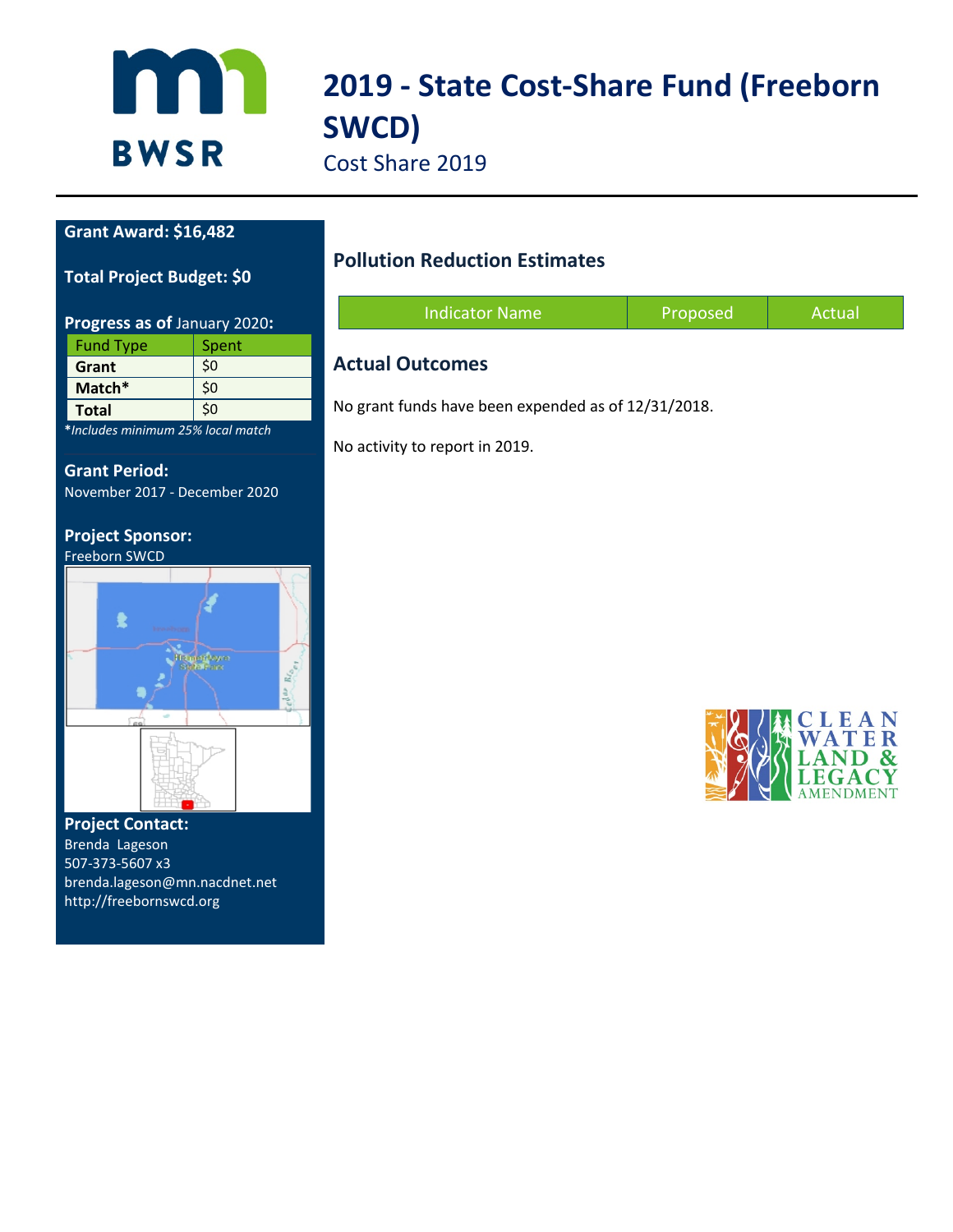# 2019 - State Cost-Share Fund (Freeborn SWCD)

Cost Share 2019

**Grant Award: $16,482**

**Total Project Budget: $0**

**Progress as of** January 2020**:**

| Fund Type | Spent |
|---|---|
| **Grant** | $0 |
| **Match*** | $0 |
| **Total** | $0 |

**\***Includes minimum 25% local match*

**Grant Period:**
November 2017 - December 2020

**Project Sponsor:**
Freeborn SWCD

**Project Contact:**
Brenda Lageson
507-373-5607 x3
brenda.lageson@mn.nacdnet.net
http://freebornswcd.org

## Pollution Reduction Estimates

| Indicator Name | Proposed | Actual |
|---|---|---|

## Actual Outcomes

No grant funds have been expended as of 12/31/2018.

No activity to report in 2019.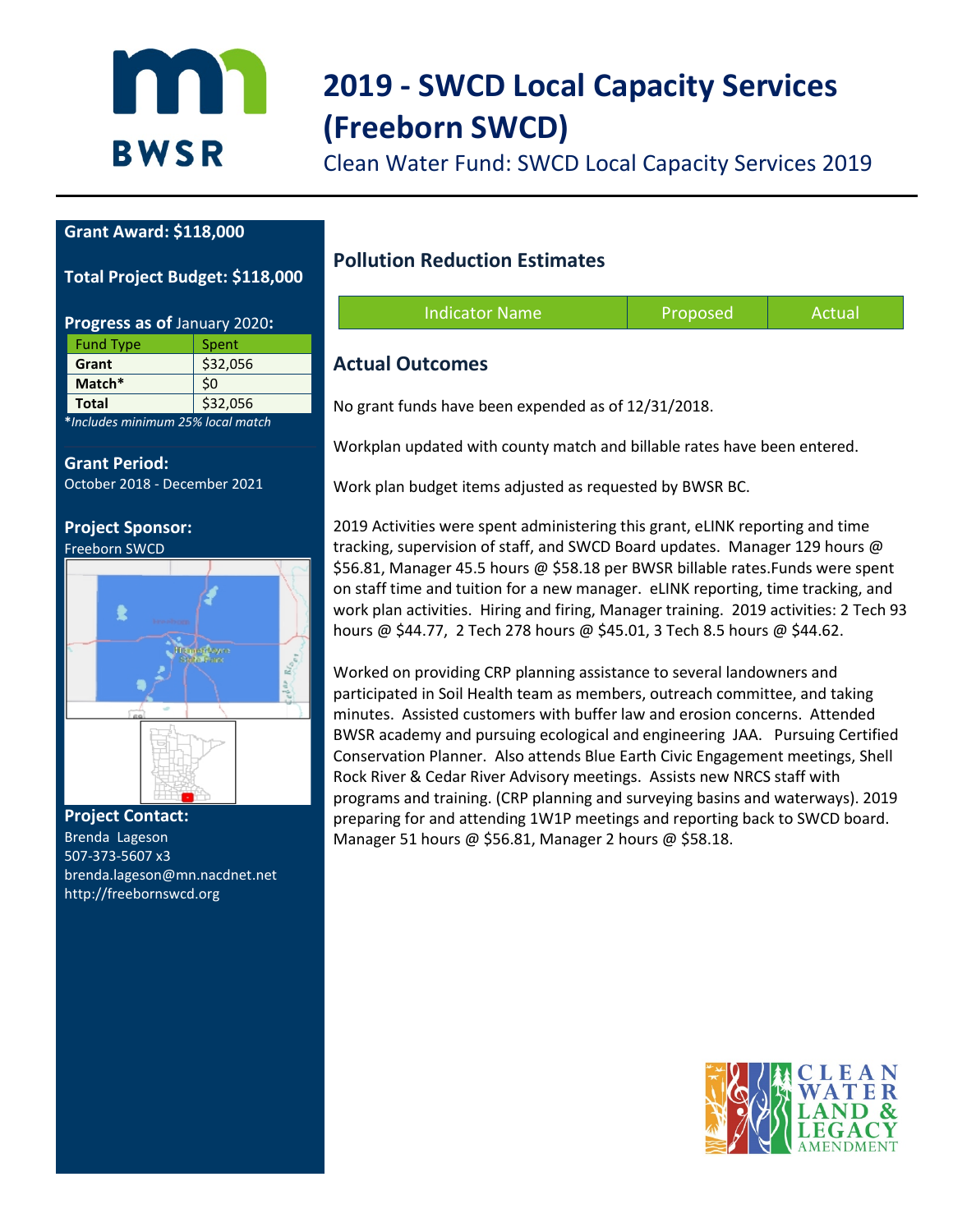# 2019 - SWCD Local Capacity Services (Freeborn SWCD)

Clean Water Fund: SWCD Local Capacity Services 2019

**Grant Award: $118,000**

**Total Project Budget: $118,000**

**Progress as of** January 2020**:**

| Fund Type | Spent |
|---|---|
| **Grant** | $32,056 |
| **Match*** | $0 |
| **Total** | $32,056 |

**\*Includes minimum 25% local match*

**Grant Period:**
October 2018 - December 2021

**Project Sponsor:**
Freeborn SWCD

**Project Contact:**
Brenda Lageson
507-373-5607 x3
brenda.lageson@mn.nacdnet.net
http://freebornswcd.org

## Pollution Reduction Estimates

| Indicator Name | Proposed | Actual |
|---|---|---|

## Actual Outcomes

No grant funds have been expended as of 12/31/2018.

Workplan updated with county match and billable rates have been entered.

Work plan budget items adjusted as requested by BWSR BC.

2019 Activities were spent administering this grant, eLINK reporting and time tracking, supervision of staff, and SWCD Board updates. Manager 129 hours @ $56.81, Manager 45.5 hours @ $58.18 per BWSR billable rates.Funds were spent on staff time and tuition for a new manager. eLINK reporting, time tracking, and work plan activities. Hiring and firing, Manager training. 2019 activities: 2 Tech 93 hours @ $44.77, 2 Tech 278 hours @ $45.01, 3 Tech 8.5 hours @ $44.62.

Worked on providing CRP planning assistance to several landowners and participated in Soil Health team as members, outreach committee, and taking minutes. Assisted customers with buffer law and erosion concerns. Attended BWSR academy and pursuing ecological and engineering JAA. Pursuing Certified Conservation Planner. Also attends Blue Earth Civic Engagement meetings, Shell Rock River & Cedar River Advisory meetings. Assists new NRCS staff with programs and training. (CRP planning and surveying basins and waterways). 2019 preparing for and attending 1W1P meetings and reporting back to SWCD board. Manager 51 hours @ $56.81, Manager 2 hours @ $58.18.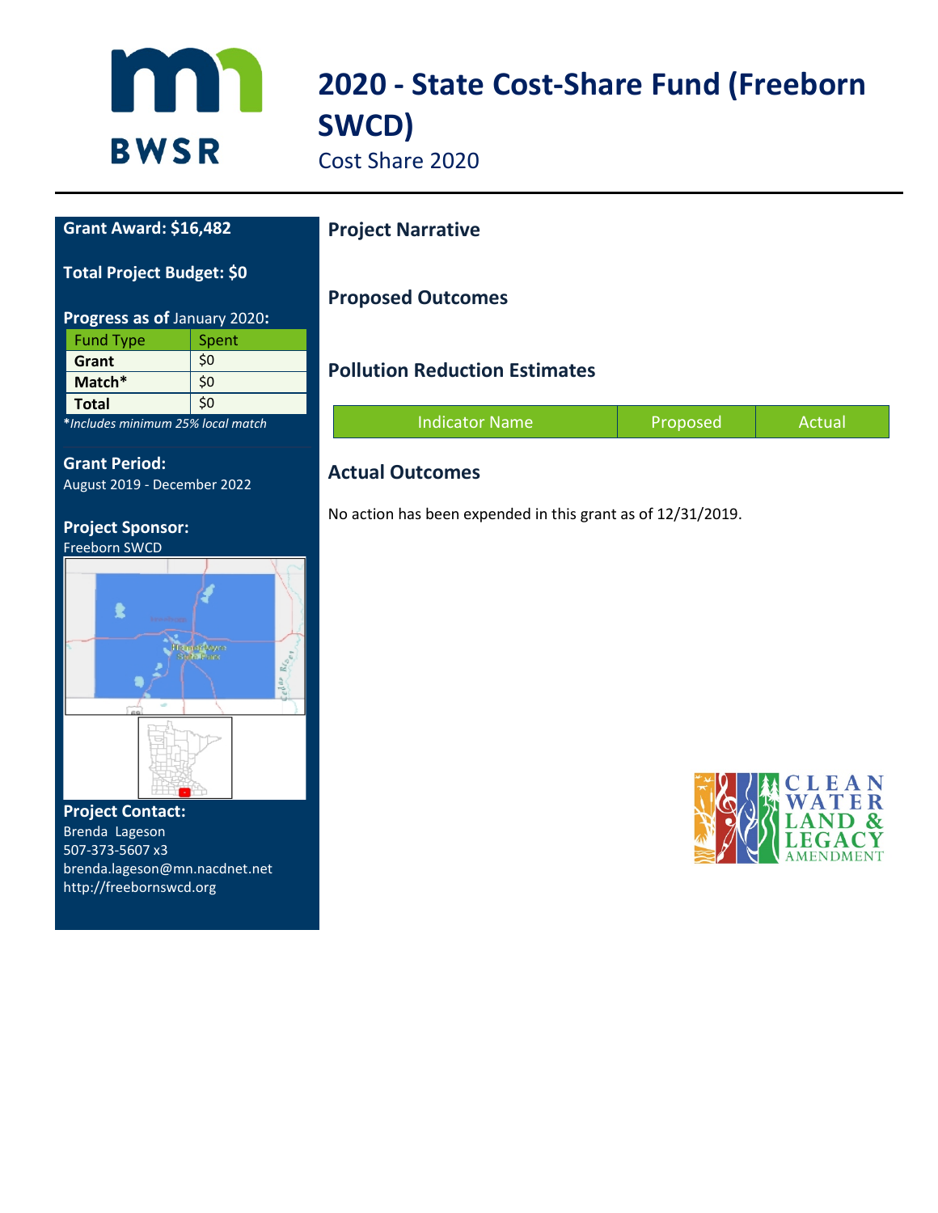# 2020 - State Cost-Share Fund (Freeborn SWCD)

Cost Share 2020

**Grant Award: $16,482**

**Total Project Budget: $0**

**Progress as of** January 2020**:**

| Fund Type | Spent |
|---|---|
| **Grant** | $0 |
| **Match*** | $0 |
| **Total** | $0 |

***Includes minimum 25% local match*

**Grant Period:**
August 2019 - December 2022

**Project Sponsor:**
Freeborn SWCD

**Project Contact:**
Brenda Lageson
507-373-5607 x3
brenda.lageson@mn.nacdnet.net
http://freebornswcd.org

## Project Narrative

## Proposed Outcomes

## Pollution Reduction Estimates

| Indicator Name | Proposed | Actual |
|---|---|---|

## Actual Outcomes

No action has been expended in this grant as of 12/31/2019.